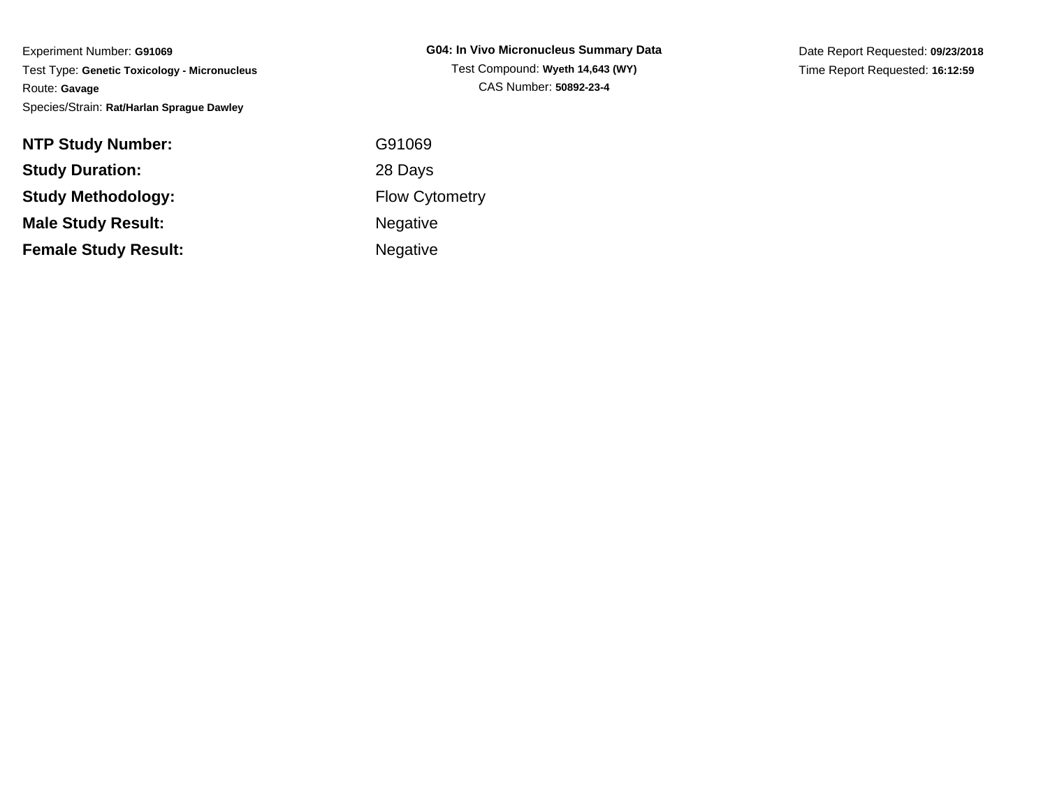Experiment Number: **G91069**
Test Type: **Genetic Toxicology - Micronucleus**
Route: **Gavage**
Species/Strain: **Rat/Harlan Sprague Dawley**

**G04: In Vivo Micronucleus Summary Data**
Test Compound: **Wyeth 14,643 (WY)**
CAS Number: **50892-23-4**

Date Report Requested: **09/23/2018**
Time Report Requested: **16:12:59**

| | |
|---|---|
| **NTP Study Number:** | G91069 |
| **Study Duration:** | 28 Days |
| **Study Methodology:** | Flow Cytometry |
| **Male Study Result:** | Negative |
| **Female Study Result:** | Negative |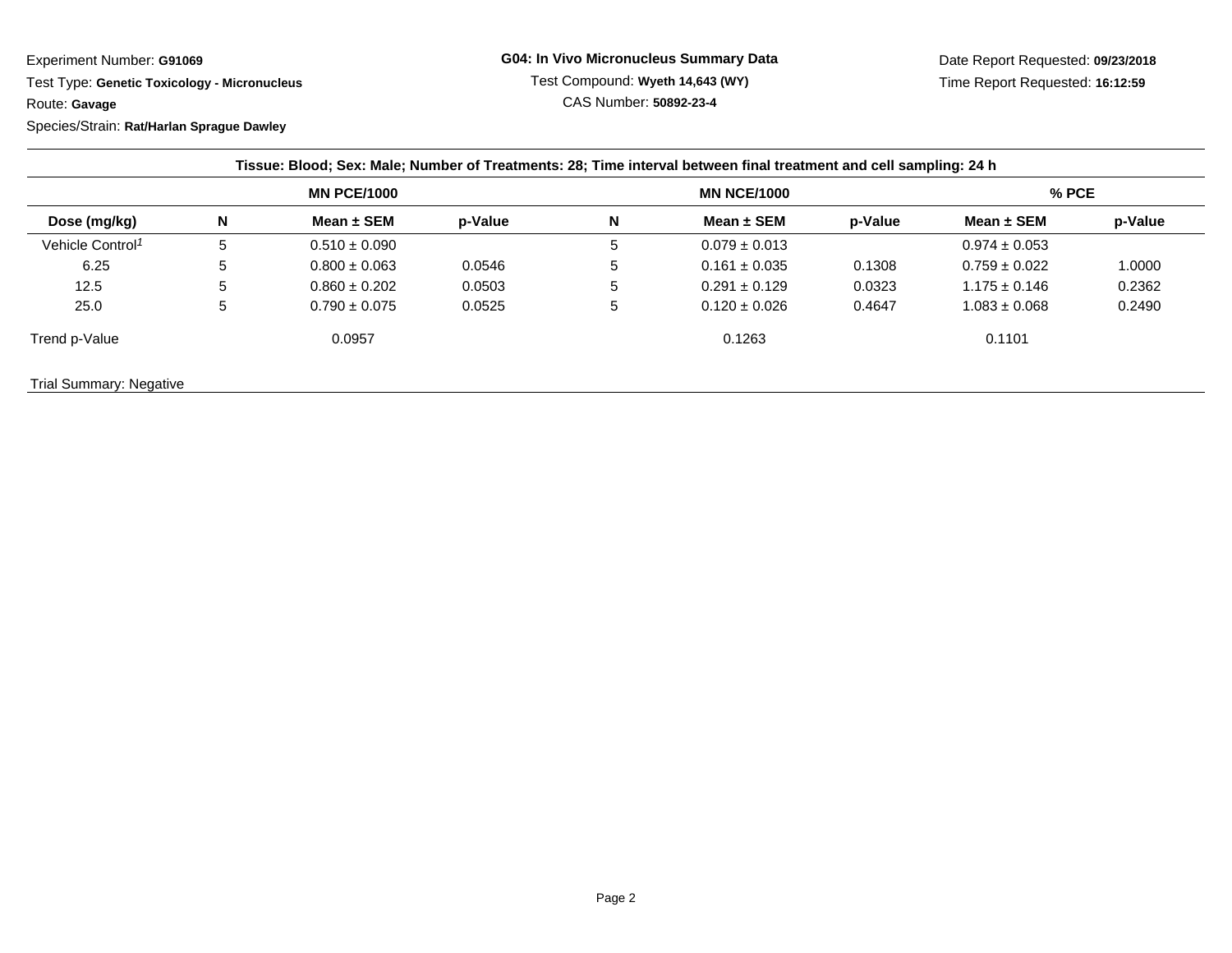Experiment Number: **G91069**

Test Type: **Genetic Toxicology - Micronucleus**

Route: **Gavage**

Species/Strain: **Rat/Harlan Sprague Dawley**

**G04: In Vivo Micronucleus Summary Data**

Test Compound: **Wyeth 14,643 (WY)**

CAS Number: **50892-23-4**

Date Report Requested: **09/23/2018**

Time Report Requested: **16:12:59**

**Tissue: Blood; Sex: Male; Number of Treatments: 28; Time interval between final treatment and cell sampling: 24 h**

| | MN PCE/1000 | | | MN NCE/1000 | | | % PCE | |
|---|---|---|---|---|---|---|---|---|
| **Dose (mg/kg)** | **N** | **Mean ± SEM** | **p-Value** | **N** | **Mean ± SEM** | **p-Value** | **Mean ± SEM** | **p-Value** |
| Vehicle Control[1] | 5 | 0.510 ± 0.090 | | 5 | 0.079 ± 0.013 | | 0.974 ± 0.053 | |
| 6.25 | 5 | 0.800 ± 0.063 | 0.0546 | 5 | 0.161 ± 0.035 | 0.1308 | 0.759 ± 0.022 | 1.0000 |
| 12.5 | 5 | 0.860 ± 0.202 | 0.0503 | 5 | 0.291 ± 0.129 | 0.0323 | 1.175 ± 0.146 | 0.2362 |
| 25.0 | 5 | 0.790 ± 0.075 | 0.0525 | 5 | 0.120 ± 0.026 | 0.4647 | 1.083 ± 0.068 | 0.2490 |
| Trend p-Value | | 0.0957 | | | 0.1263 | | 0.1101 | |

Trial Summary: Negative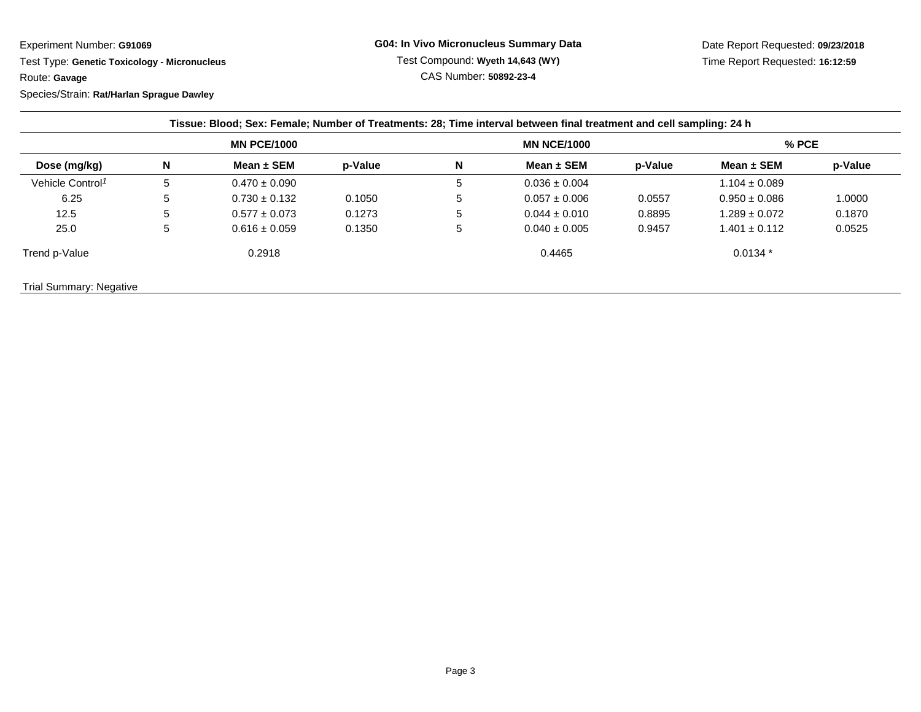Experiment Number: **G91069**

Test Type: **Genetic Toxicology - Micronucleus**

Route: **Gavage**

Species/Strain: **Rat/Harlan Sprague Dawley**

**G04: In Vivo Micronucleus Summary Data**

Test Compound: **Wyeth 14,643 (WY)**

CAS Number: **50892-23-4**

Date Report Requested: **09/23/2018**

Time Report Requested: **16:12:59**

**Tissue: Blood; Sex: Female; Number of Treatments: 28; Time interval between final treatment and cell sampling: 24 h**

| | MN PCE/1000 | | | MN NCE/1000 | | | % PCE | |
|---|---|---|---|---|---|---|---|---|
| **Dose (mg/kg)** | **N** | **Mean ± SEM** | **p-Value** | **N** | **Mean ± SEM** | **p-Value** | **Mean ± SEM** | **p-Value** |
| Vehicle Control[1] | 5 | 0.470 ± 0.090 | | 5 | 0.036 ± 0.004 | | 1.104 ± 0.089 | |
| 6.25 | 5 | 0.730 ± 0.132 | 0.1050 | 5 | 0.057 ± 0.006 | 0.0557 | 0.950 ± 0.086 | 1.0000 |
| 12.5 | 5 | 0.577 ± 0.073 | 0.1273 | 5 | 0.044 ± 0.010 | 0.8895 | 1.289 ± 0.072 | 0.1870 |
| 25.0 | 5 | 0.616 ± 0.059 | 0.1350 | 5 | 0.040 ± 0.005 | 0.9457 | 1.401 ± 0.112 | 0.0525 |
| Trend p-Value | | 0.2918 | | | 0.4465 | | 0.0134 * | |

Trial Summary: Negative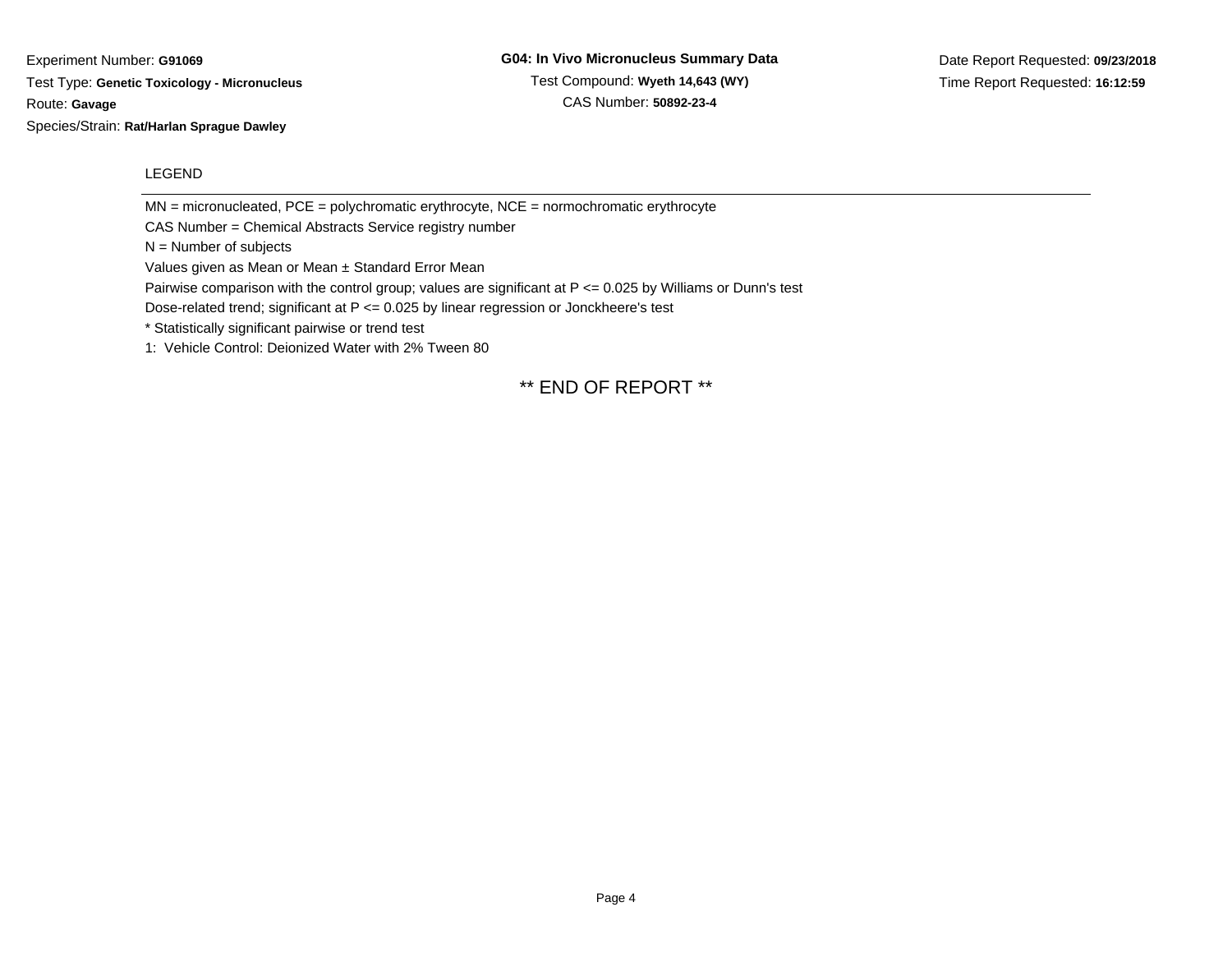Experiment Number: **G91069**
Test Type: **Genetic Toxicology - Micronucleus**
Route: **Gavage**
Species/Strain: **Rat/Harlan Sprague Dawley**

**G04: In Vivo Micronucleus Summary Data**
Test Compound: **Wyeth 14,643 (WY)**
CAS Number: **50892-23-4**

Date Report Requested: **09/23/2018**
Time Report Requested: **16:12:59**

LEGEND

MN = micronucleated, PCE = polychromatic erythrocyte, NCE = normochromatic erythrocyte
CAS Number = Chemical Abstracts Service registry number
N = Number of subjects
Values given as Mean or Mean ± Standard Error Mean
Pairwise comparison with the control group; values are significant at P <= 0.025 by Williams or Dunn's test
Dose-related trend; significant at P <= 0.025 by linear regression or Jonckheere's test
* Statistically significant pairwise or trend test
1: Vehicle Control: Deionized Water with 2% Tween 80

** END OF REPORT **